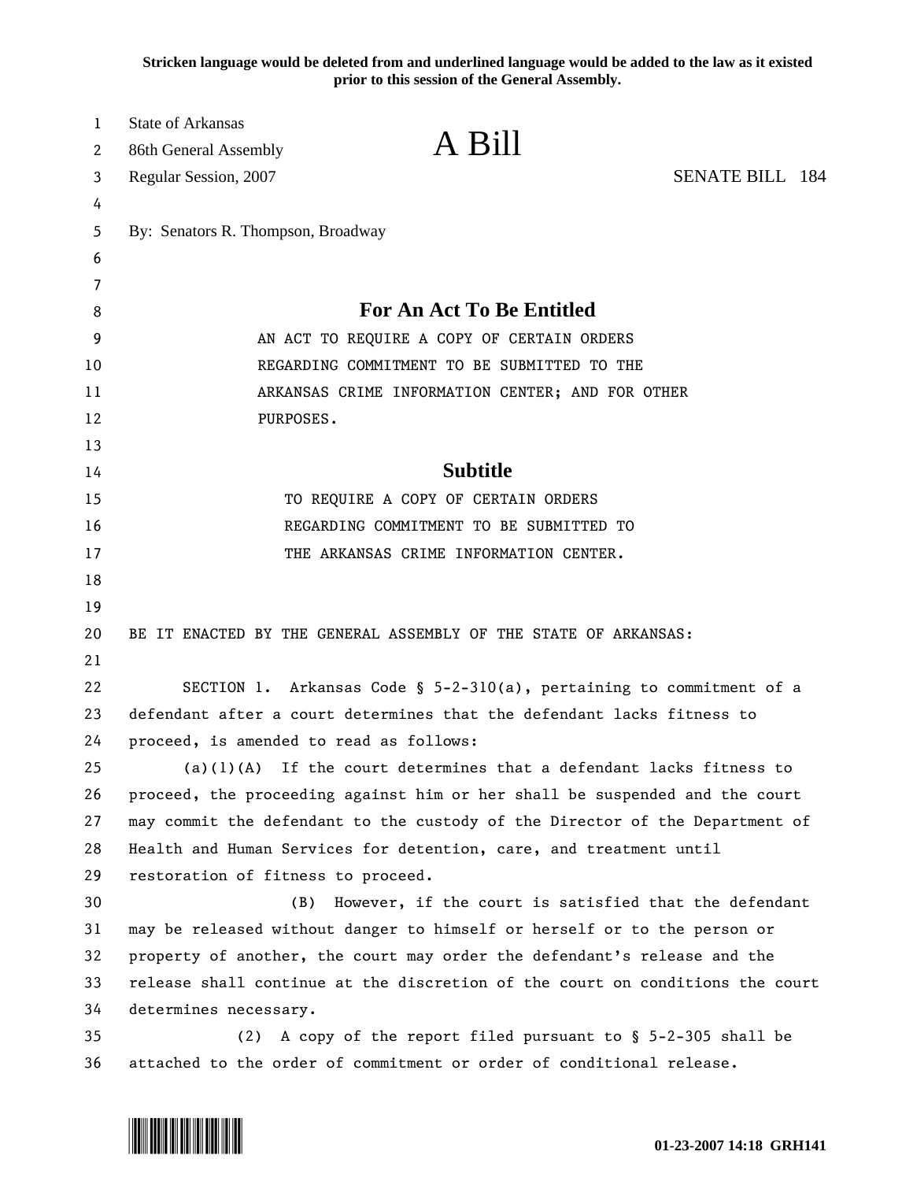**Stricken language would be deleted from and underlined language would be added to the law as it existed prior to this session of the General Assembly.**

State of Arkansas
86th General Assembly
Regular Session, 2007

# A Bill

SENATE BILL 184

By: Senators R. Thompson, Broadway

## For An Act To Be Entitled

AN ACT TO REQUIRE A COPY OF CERTAIN ORDERS REGARDING COMMITMENT TO BE SUBMITTED TO THE ARKANSAS CRIME INFORMATION CENTER; AND FOR OTHER PURPOSES.

## Subtitle

TO REQUIRE A COPY OF CERTAIN ORDERS REGARDING COMMITMENT TO BE SUBMITTED TO THE ARKANSAS CRIME INFORMATION CENTER.

BE IT ENACTED BY THE GENERAL ASSEMBLY OF THE STATE OF ARKANSAS:

SECTION 1. Arkansas Code § 5-2-310(a), pertaining to commitment of a defendant after a court determines that the defendant lacks fitness to proceed, is amended to read as follows:

(a)(1)(A) If the court determines that a defendant lacks fitness to proceed, the proceeding against him or her shall be suspended and the court may commit the defendant to the custody of the Director of the Department of Health and Human Services for detention, care, and treatment until restoration of fitness to proceed.

(B) However, if the court is satisfied that the defendant may be released without danger to himself or herself or to the person or property of another, the court may order the defendant's release and the release shall continue at the discretion of the court on conditions the court determines necessary.

(2) A copy of the report filed pursuant to § 5-2-305 shall be attached to the order of commitment or order of conditional release.

01-23-2007 14:18 GRH141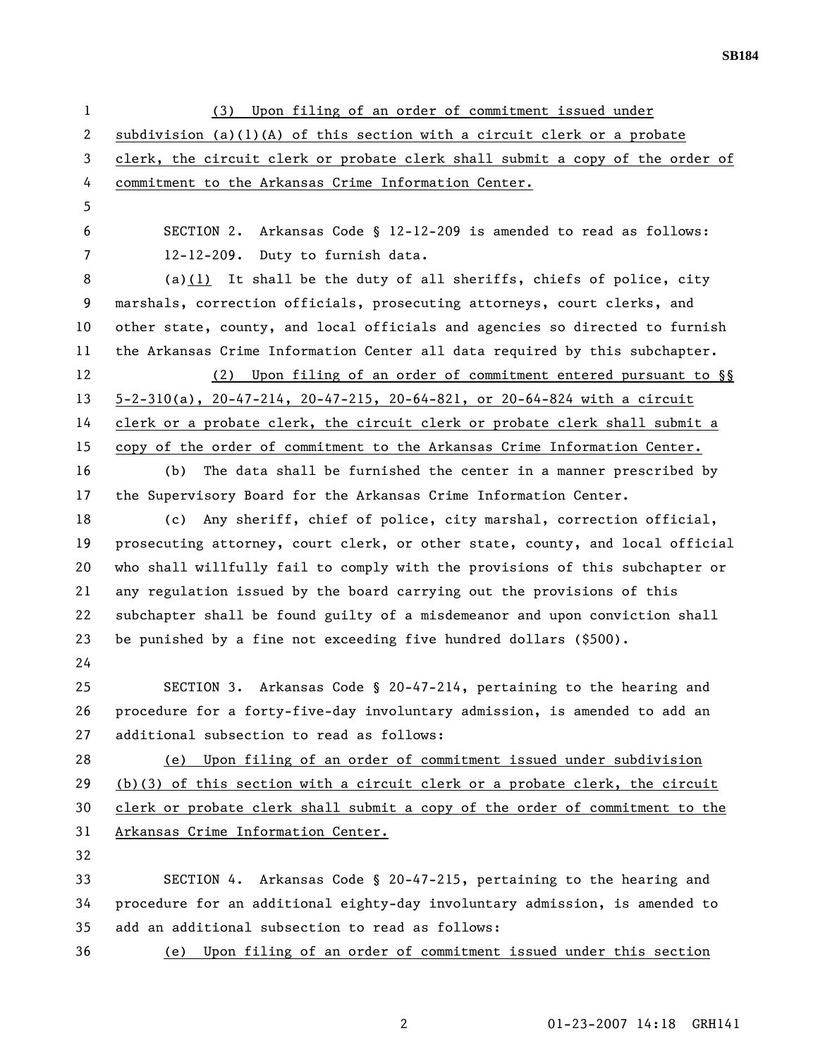(3) Upon filing of an order of commitment issued under subdivision (a)(1)(A) of this section with a circuit clerk or a probate clerk, the circuit clerk or probate clerk shall submit a copy of the order of commitment to the Arkansas Crime Information Center.

SECTION 2. Arkansas Code § 12-12-209 is amended to read as follows:

12-12-209. Duty to furnish data.

(a)(1) It shall be the duty of all sheriffs, chiefs of police, city marshals, correction officials, prosecuting attorneys, court clerks, and other state, county, and local officials and agencies so directed to furnish the Arkansas Crime Information Center all data required by this subchapter.

(2) Upon filing of an order of commitment entered pursuant to §§ 5-2-310(a), 20-47-214, 20-47-215, 20-64-821, or 20-64-824 with a circuit clerk or a probate clerk, the circuit clerk or probate clerk shall submit a copy of the order of commitment to the Arkansas Crime Information Center.

(b) The data shall be furnished the center in a manner prescribed by the Supervisory Board for the Arkansas Crime Information Center.

(c) Any sheriff, chief of police, city marshal, correction official, prosecuting attorney, court clerk, or other state, county, and local official who shall willfully fail to comply with the provisions of this subchapter or any regulation issued by the board carrying out the provisions of this subchapter shall be found guilty of a misdemeanor and upon conviction shall be punished by a fine not exceeding five hundred dollars ($500).

SECTION 3. Arkansas Code § 20-47-214, pertaining to the hearing and procedure for a forty-five-day involuntary admission, is amended to add an additional subsection to read as follows:

(e) Upon filing of an order of commitment issued under subdivision (b)(3) of this section with a circuit clerk or a probate clerk, the circuit clerk or probate clerk shall submit a copy of the order of commitment to the Arkansas Crime Information Center.

SECTION 4. Arkansas Code § 20-47-215, pertaining to the hearing and procedure for an additional eighty-day involuntary admission, is amended to add an additional subsection to read as follows:

(e) Upon filing of an order of commitment issued under this section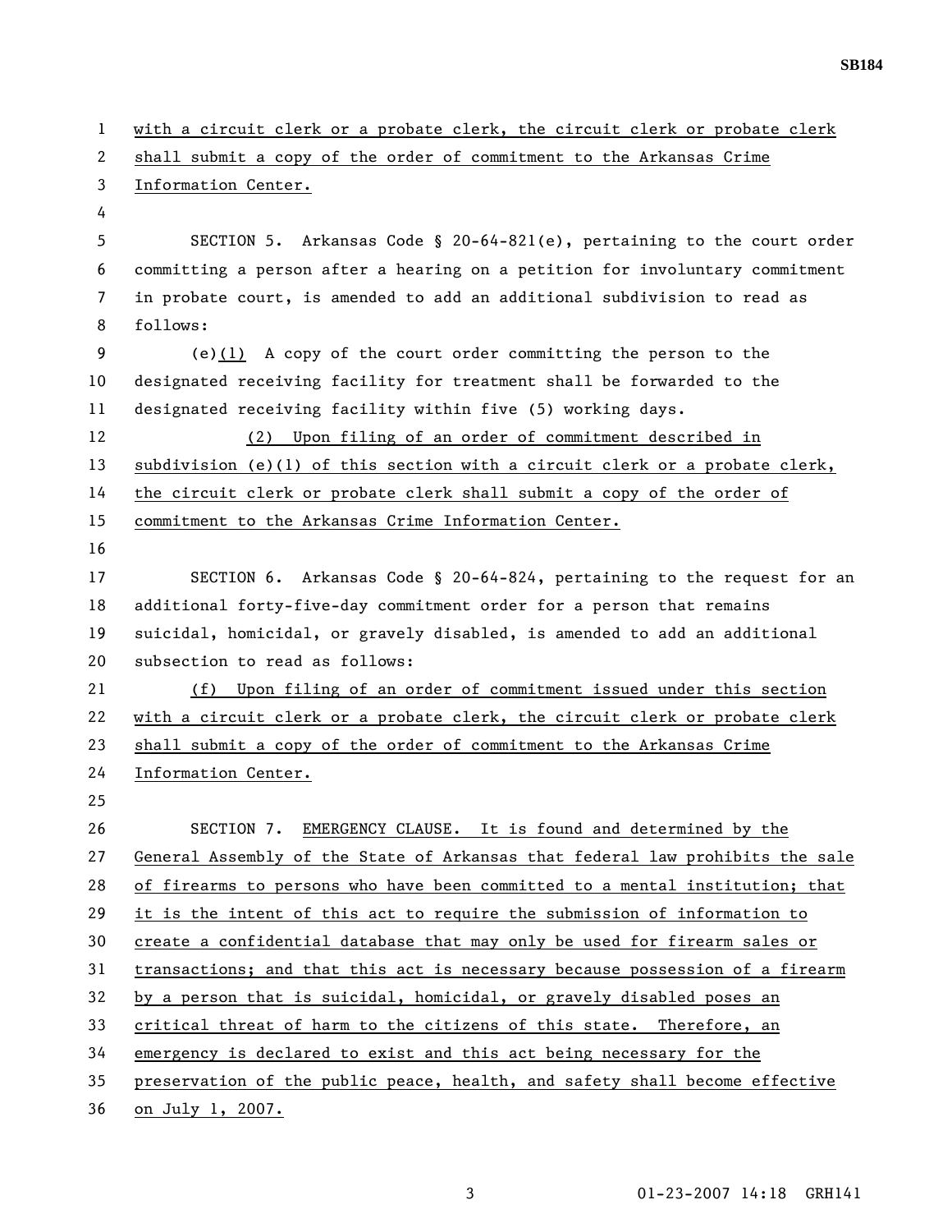with a circuit clerk or a probate clerk, the circuit clerk or probate clerk shall submit a copy of the order of commitment to the Arkansas Crime Information Center.

SECTION 5. Arkansas Code § 20-64-821(e), pertaining to the court order committing a person after a hearing on a petition for involuntary commitment in probate court, is amended to add an additional subdivision to read as follows:

(e)(1) A copy of the court order committing the person to the designated receiving facility for treatment shall be forwarded to the designated receiving facility within five (5) working days.

(2) Upon filing of an order of commitment described in subdivision (e)(1) of this section with a circuit clerk or a probate clerk, the circuit clerk or probate clerk shall submit a copy of the order of commitment to the Arkansas Crime Information Center.

SECTION 6. Arkansas Code § 20-64-824, pertaining to the request for an additional forty-five-day commitment order for a person that remains suicidal, homicidal, or gravely disabled, is amended to add an additional subsection to read as follows:

(f) Upon filing of an order of commitment issued under this section with a circuit clerk or a probate clerk, the circuit clerk or probate clerk shall submit a copy of the order of commitment to the Arkansas Crime Information Center.

SECTION 7. EMERGENCY CLAUSE. It is found and determined by the General Assembly of the State of Arkansas that federal law prohibits the sale of firearms to persons who have been committed to a mental institution; that it is the intent of this act to require the submission of information to create a confidential database that may only be used for firearm sales or transactions; and that this act is necessary because possession of a firearm by a person that is suicidal, homicidal, or gravely disabled poses an critical threat of harm to the citizens of this state. Therefore, an emergency is declared to exist and this act being necessary for the preservation of the public peace, health, and safety shall become effective on July 1, 2007.